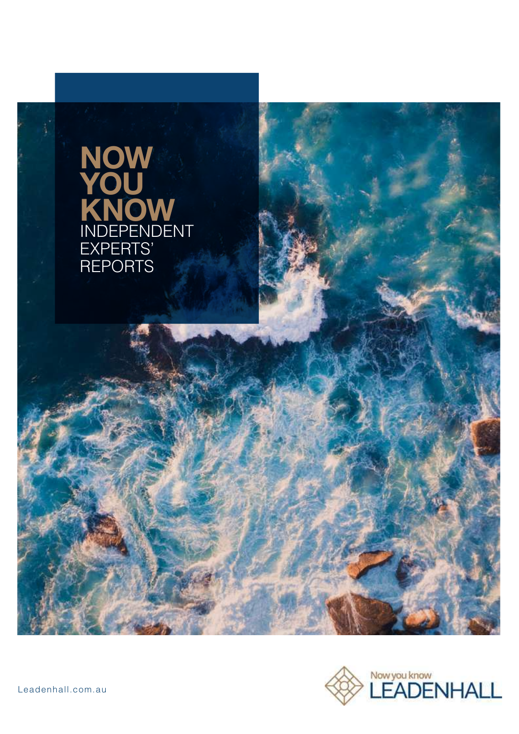# NOW YOU KNOW

INDEPENDENT EXPERTS' REPORTS

Leadenhall.com.au

Now you know LEADENHALL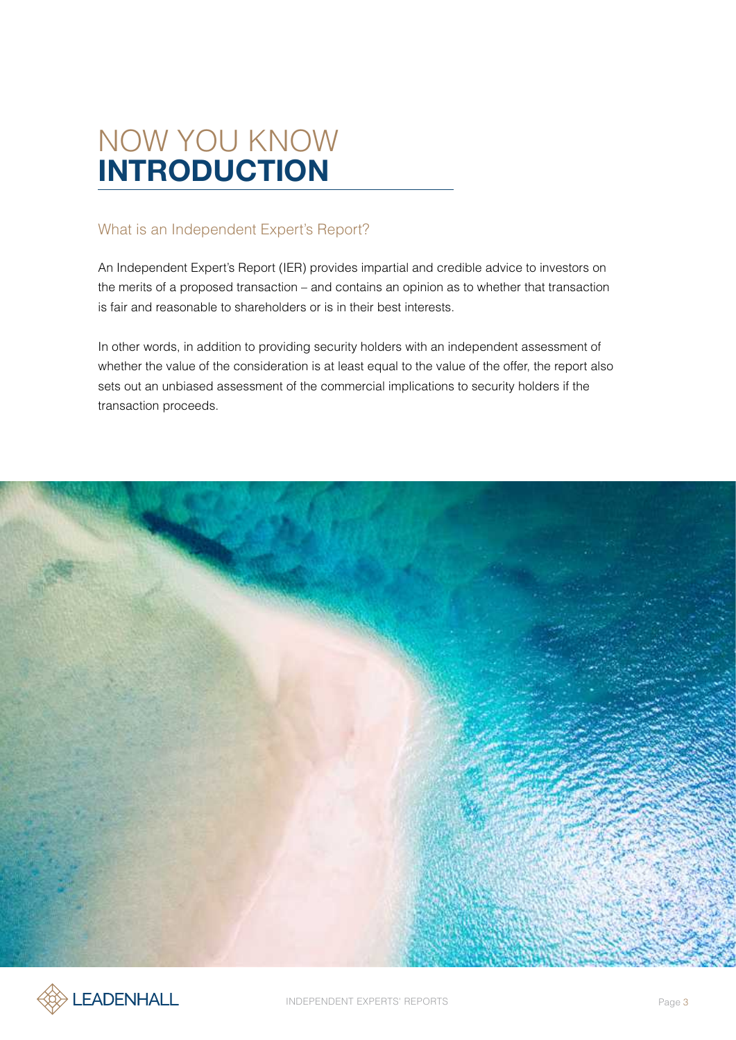# NOW YOU KNOW **INTRODUCTION**

## What is an Independent Expert's Report?

An Independent Expert's Report (IER) provides impartial and credible advice to investors on the merits of a proposed transaction – and contains an opinion as to whether that transaction is fair and reasonable to shareholders or is in their best interests.

In other words, in addition to providing security holders with an independent assessment of whether the value of the consideration is at least equal to the value of the offer, the report also sets out an unbiased assessment of the commercial implications to security holders if the transaction proceeds.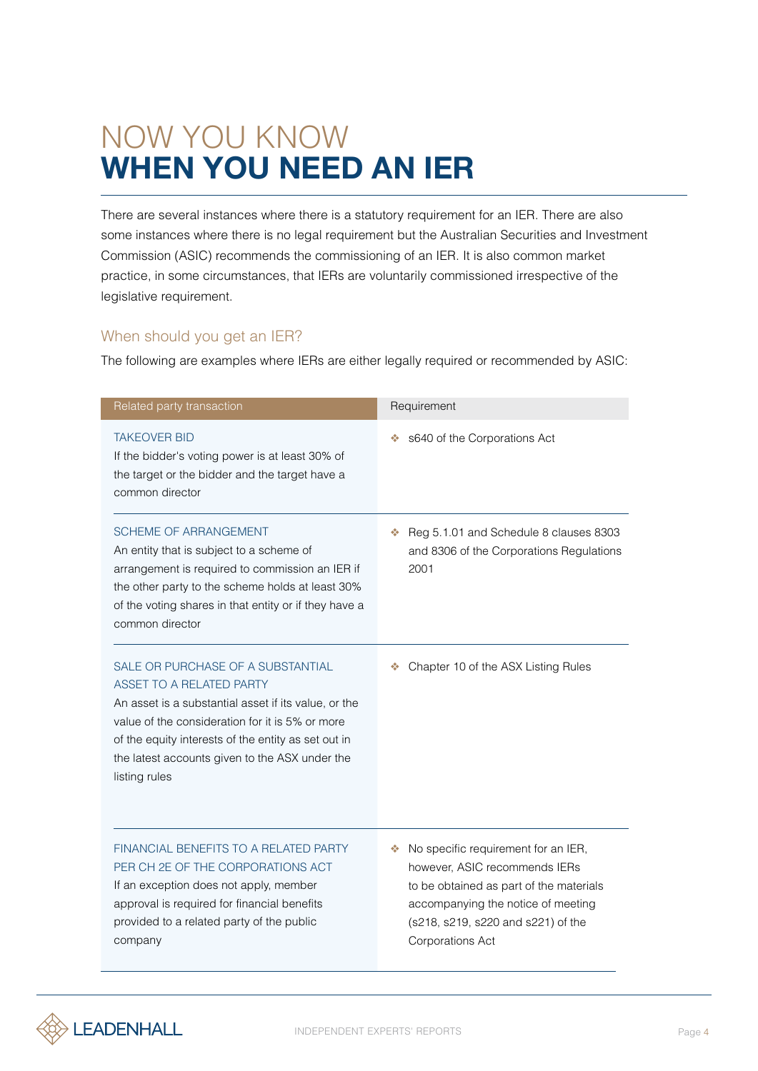# NOW YOU KNOW
# **WHEN YOU NEED AN IER**

There are several instances where there is a statutory requirement for an IER. There are also some instances where there is no legal requirement but the Australian Securities and Investment Commission (ASIC) recommends the commissioning of an IER. It is also common market practice, in some circumstances, that IERs are voluntarily commissioned irrespective of the legislative requirement.

## When should you get an IER?

The following are examples where IERs are either legally required or recommended by ASIC:

| Related party transaction | Requirement |
| --- | --- |
| TAKEOVER BID<br>If the bidder's voting power is at least 30% of the target or the bidder and the target have a common director | ❖ s640 of the Corporations Act |
| SCHEME OF ARRANGEMENT<br>An entity that is subject to a scheme of arrangement is required to commission an IER if the other party to the scheme holds at least 30% of the voting shares in that entity or if they have a common director | ❖ Reg 5.1.01 and Schedule 8 clauses 8303 and 8306 of the Corporations Regulations 2001 |
| SALE OR PURCHASE OF A SUBSTANTIAL ASSET TO A RELATED PARTY<br>An asset is a substantial asset if its value, or the value of the consideration for it is 5% or more of the equity interests of the entity as set out in the latest accounts given to the ASX under the listing rules | ❖ Chapter 10 of the ASX Listing Rules |
| FINANCIAL BENEFITS TO A RELATED PARTY PER CH 2E OF THE CORPORATIONS ACT<br>If an exception does not apply, member approval is required for financial benefits provided to a related party of the public company | ❖ No specific requirement for an IER, however, ASIC recommends IERs to be obtained as part of the materials accompanying the notice of meeting (s218, s219, s220 and s221) of the Corporations Act |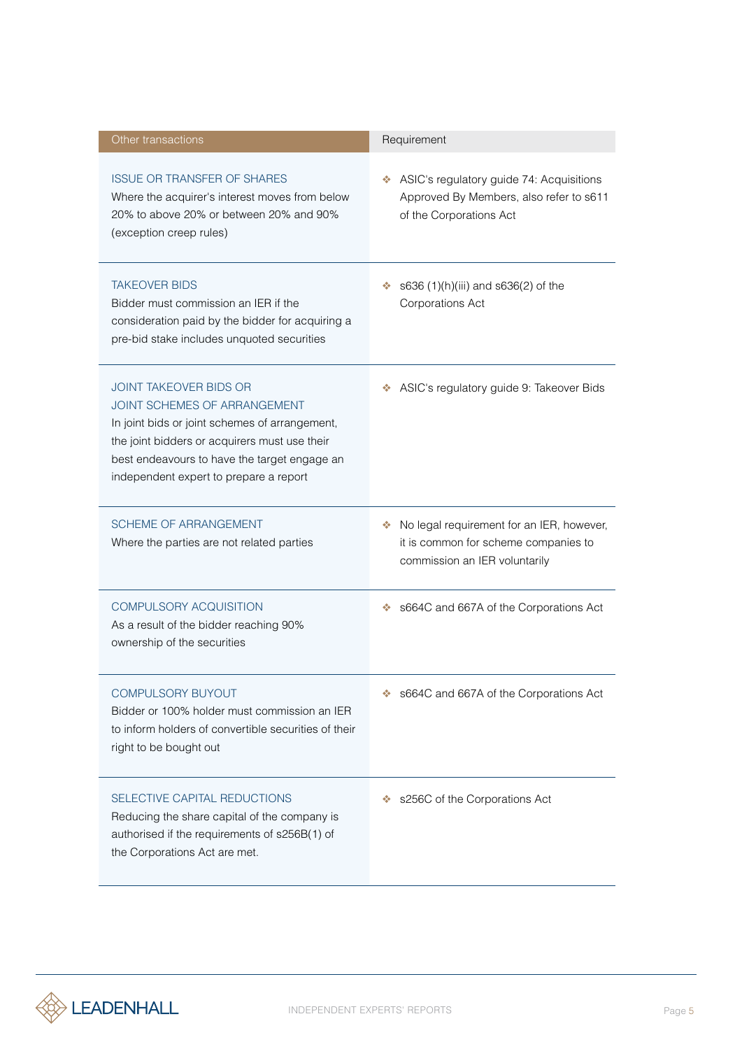| Other transactions | Requirement |
|---|---|
| ISSUE OR TRANSFER OF SHARES<br>Where the acquirer's interest moves from below 20% to above 20% or between 20% and 90% (exception creep rules) | ❖ ASIC's regulatory guide 74: Acquisitions Approved By Members, also refer to s611 of the Corporations Act |
| TAKEOVER BIDS<br>Bidder must commission an IER if the consideration paid by the bidder for acquiring a pre-bid stake includes unquoted securities | ❖ s636 (1)(h)(iii) and s636(2) of the Corporations Act |
| JOINT TAKEOVER BIDS OR JOINT SCHEMES OF ARRANGEMENT<br>In joint bids or joint schemes of arrangement, the joint bidders or acquirers must use their best endeavours to have the target engage an independent expert to prepare a report | ❖ ASIC's regulatory guide 9: Takeover Bids |
| SCHEME OF ARRANGEMENT<br>Where the parties are not related parties | ❖ No legal requirement for an IER, however, it is common for scheme companies to commission an IER voluntarily |
| COMPULSORY ACQUISITION<br>As a result of the bidder reaching 90% ownership of the securities | ❖ s664C and 667A of the Corporations Act |
| COMPULSORY BUYOUT<br>Bidder or 100% holder must commission an IER to inform holders of convertible securities of their right to be bought out | ❖ s664C and 667A of the Corporations Act |
| SELECTIVE CAPITAL REDUCTIONS<br>Reducing the share capital of the company is authorised if the requirements of s256B(1) of the Corporations Act are met. | ❖ s256C of the Corporations Act |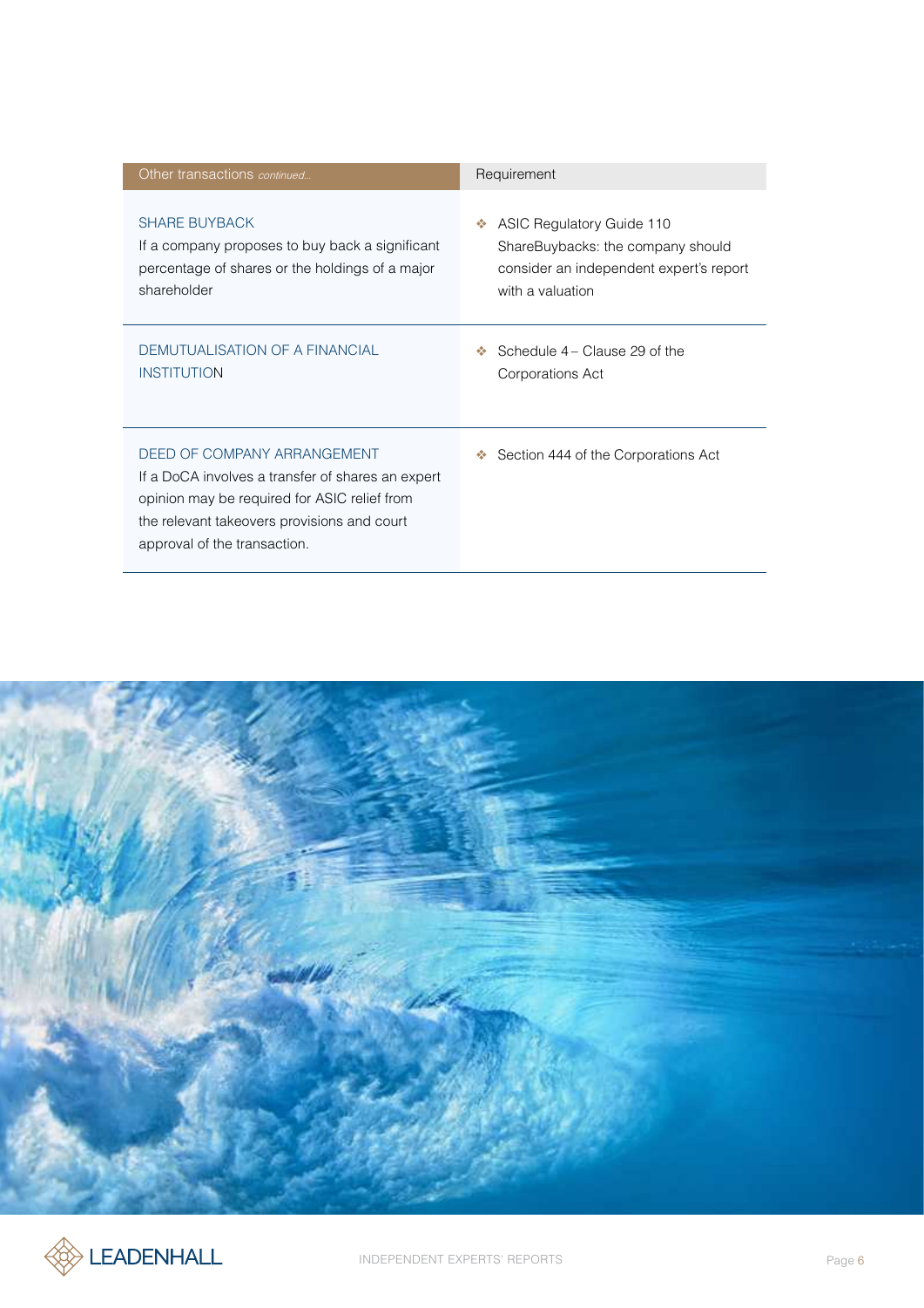| Other transactions *continued...* | Requirement |
|---|---|
| SHARE BUYBACK<br>If a company proposes to buy back a significant percentage of shares or the holdings of a major shareholder | ❖ ASIC Regulatory Guide 110 ShareBuybacks: the company should consider an independent expert's report with a valuation |
| DEMUTUALISATION OF A FINANCIAL INSTITUTION | ❖ Schedule 4 – Clause 29 of the Corporations Act |
| DEED OF COMPANY ARRANGEMENT<br>If a DoCA involves a transfer of shares an expert opinion may be required for ASIC relief from the relevant takeovers provisions and court approval of the transaction. | ❖ Section 444 of the Corporations Act |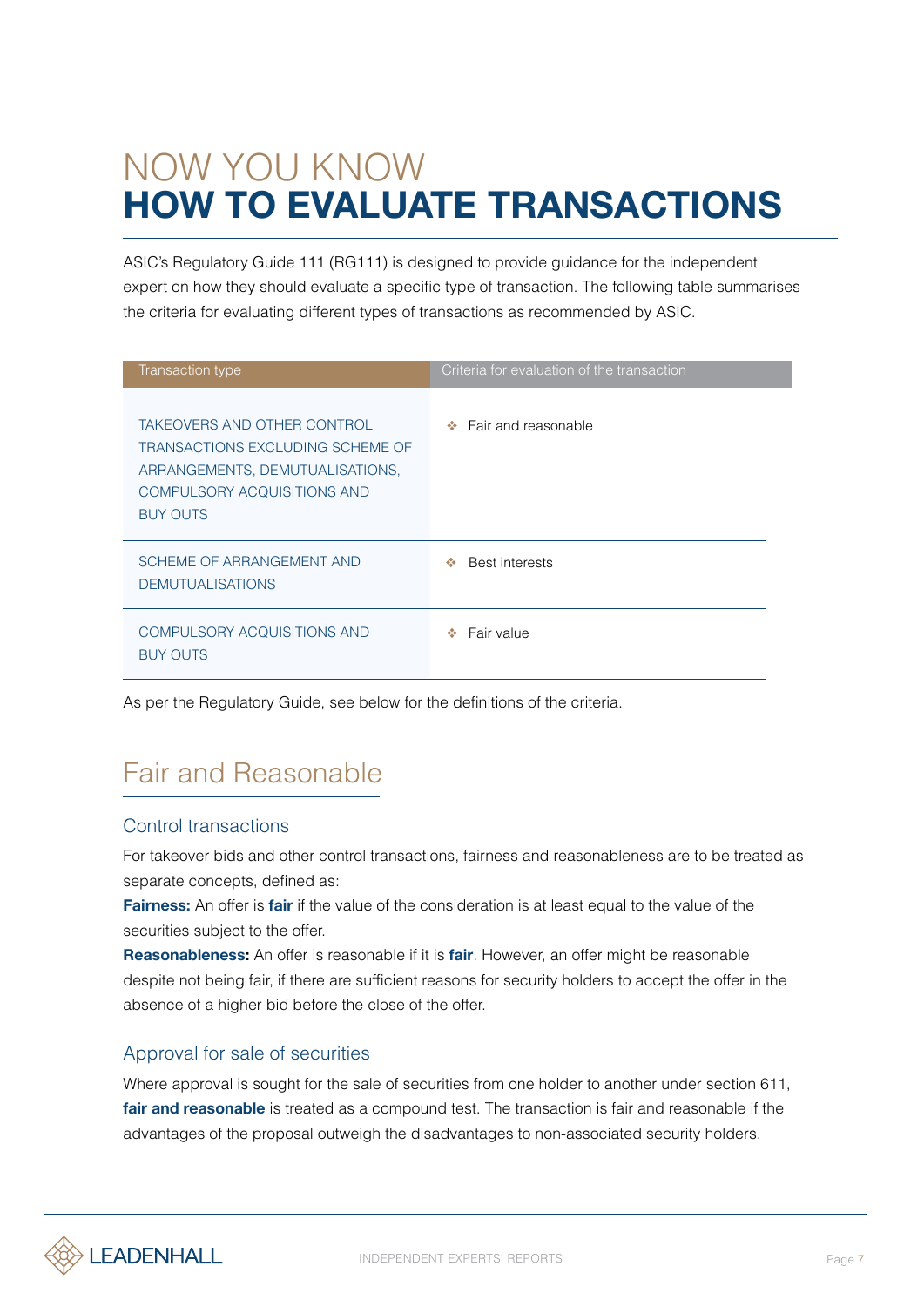# NOW YOU KNOW **HOW TO EVALUATE TRANSACTIONS**

ASIC's Regulatory Guide 111 (RG111) is designed to provide guidance for the independent expert on how they should evaluate a specific type of transaction. The following table summarises the criteria for evaluating different types of transactions as recommended by ASIC.

| Transaction type | Criteria for evaluation of the transaction |
|---|---|
| TAKEOVERS AND OTHER CONTROL TRANSACTIONS EXCLUDING SCHEME OF ARRANGEMENTS, DEMUTUALISATIONS, COMPULSORY ACQUISITIONS AND BUY OUTS | ❖ Fair and reasonable |
| SCHEME OF ARRANGEMENT AND DEMUTUALISATIONS | ❖ Best interests |
| COMPULSORY ACQUISITIONS AND BUY OUTS | ❖ Fair value |

As per the Regulatory Guide, see below for the definitions of the criteria.

## Fair and Reasonable

### Control transactions

For takeover bids and other control transactions, fairness and reasonableness are to be treated as separate concepts, defined as:

**Fairness:** An offer is **fair** if the value of the consideration is at least equal to the value of the securities subject to the offer.

**Reasonableness:** An offer is reasonable if it is **fair**. However, an offer might be reasonable despite not being fair, if there are sufficient reasons for security holders to accept the offer in the absence of a higher bid before the close of the offer.

### Approval for sale of securities

Where approval is sought for the sale of securities from one holder to another under section 611, **fair and reasonable** is treated as a compound test. The transaction is fair and reasonable if the advantages of the proposal outweigh the disadvantages to non-associated security holders.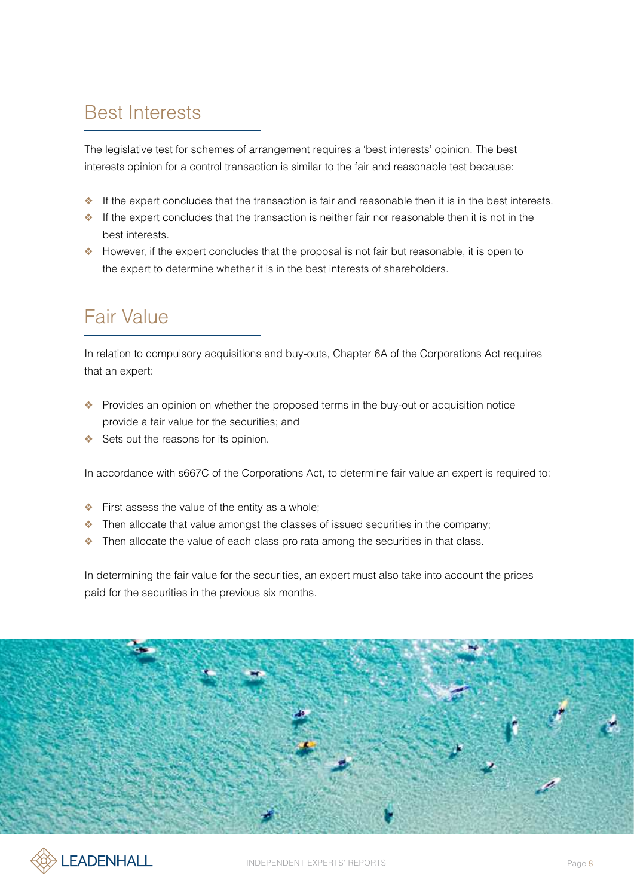## Best Interests

The legislative test for schemes of arrangement requires a 'best interests' opinion. The best interests opinion for a control transaction is similar to the fair and reasonable test because:

- If the expert concludes that the transaction is fair and reasonable then it is in the best interests.
- If the expert concludes that the transaction is neither fair nor reasonable then it is not in the best interests.
- However, if the expert concludes that the proposal is not fair but reasonable, it is open to the expert to determine whether it is in the best interests of shareholders.

## Fair Value

In relation to compulsory acquisitions and buy-outs, Chapter 6A of the Corporations Act requires that an expert:

- Provides an opinion on whether the proposed terms in the buy-out or acquisition notice provide a fair value for the securities; and
- Sets out the reasons for its opinion.

In accordance with s667C of the Corporations Act, to determine fair value an expert is required to:

- First assess the value of the entity as a whole;
- Then allocate that value amongst the classes of issued securities in the company;
- Then allocate the value of each class pro rata among the securities in that class.

In determining the fair value for the securities, an expert must also take into account the prices paid for the securities in the previous six months.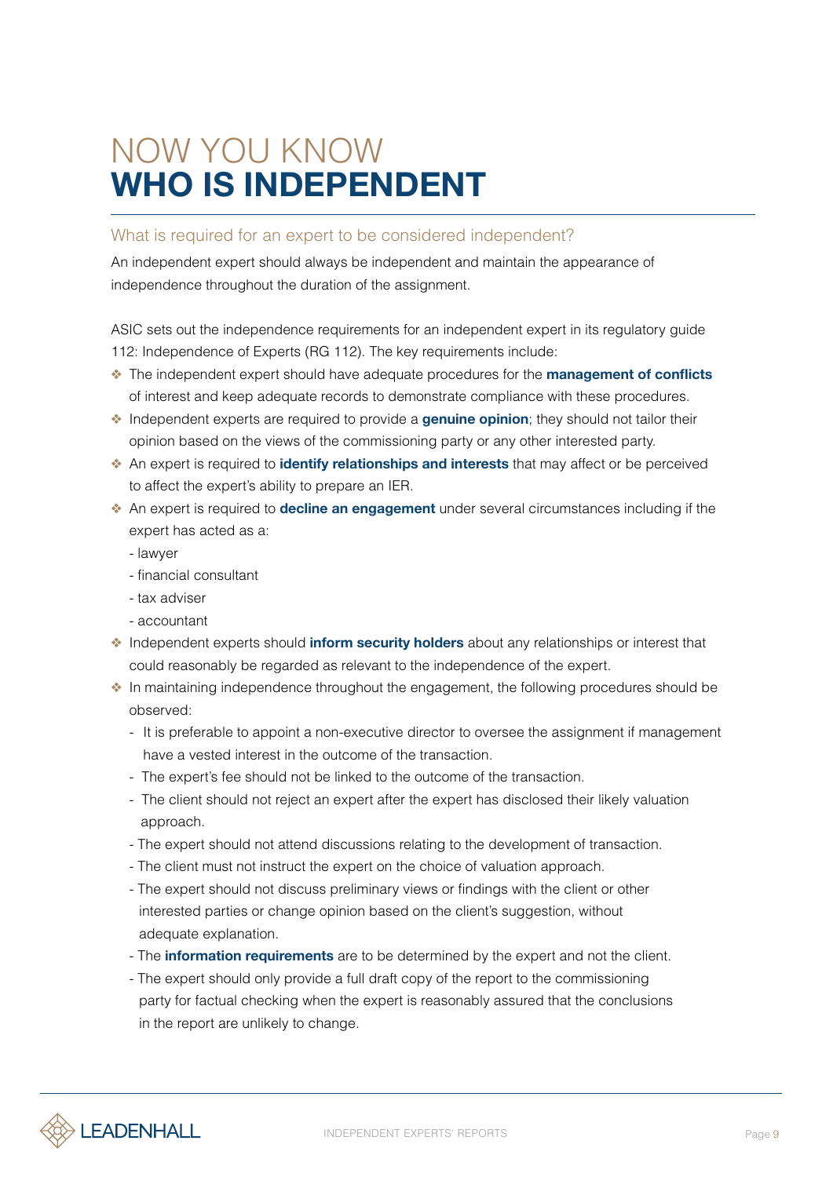# NOW YOU KNOW **WHO IS INDEPENDENT**

## What is required for an expert to be considered independent?

An independent expert should always be independent and maintain the appearance of independence throughout the duration of the assignment.

ASIC sets out the independence requirements for an independent expert in its regulatory guide 112: Independence of Experts (RG 112). The key requirements include:

- The independent expert should have adequate procedures for the **management of conflicts** of interest and keep adequate records to demonstrate compliance with these procedures.
- Independent experts are required to provide a **genuine opinion**; they should not tailor their opinion based on the views of the commissioning party or any other interested party.
- An expert is required to **identify relationships and interests** that may affect or be perceived to affect the expert's ability to prepare an IER.
- An expert is required to **decline an engagement** under several circumstances including if the expert has acted as a:
  - lawyer
  - financial consultant
  - tax adviser
  - accountant
- Independent experts should **inform security holders** about any relationships or interest that could reasonably be regarded as relevant to the independence of the expert.
- In maintaining independence throughout the engagement, the following procedures should be observed:
  - It is preferable to appoint a non-executive director to oversee the assignment if management have a vested interest in the outcome of the transaction.
  - The expert's fee should not be linked to the outcome of the transaction.
  - The client should not reject an expert after the expert has disclosed their likely valuation approach.
  - The expert should not attend discussions relating to the development of transaction.
  - The client must not instruct the expert on the choice of valuation approach.
  - The expert should not discuss preliminary views or findings with the client or other interested parties or change opinion based on the client's suggestion, without adequate explanation.
  - The **information requirements** are to be determined by the expert and not the client.
  - The expert should only provide a full draft copy of the report to the commissioning party for factual checking when the expert is reasonably assured that the conclusions in the report are unlikely to change.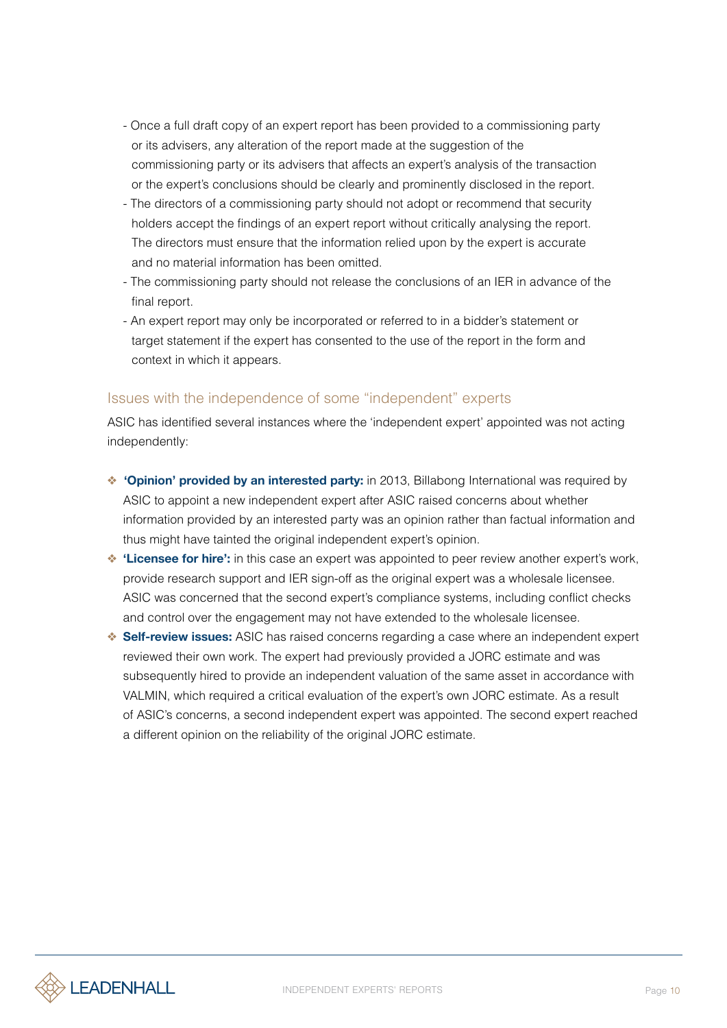- Once a full draft copy of an expert report has been provided to a commissioning party or its advisers, any alteration of the report made at the suggestion of the commissioning party or its advisers that affects an expert's analysis of the transaction or the expert's conclusions should be clearly and prominently disclosed in the report.
- The directors of a commissioning party should not adopt or recommend that security holders accept the findings of an expert report without critically analysing the report. The directors must ensure that the information relied upon by the expert is accurate and no material information has been omitted.
- The commissioning party should not release the conclusions of an IER in advance of the final report.
- An expert report may only be incorporated or referred to in a bidder's statement or target statement if the expert has consented to the use of the report in the form and context in which it appears.

## Issues with the independence of some "independent" experts

ASIC has identified several instances where the 'independent expert' appointed was not acting independently:

- **'Opinion' provided by an interested party:** in 2013, Billabong International was required by ASIC to appoint a new independent expert after ASIC raised concerns about whether information provided by an interested party was an opinion rather than factual information and thus might have tainted the original independent expert's opinion.
- **'Licensee for hire':** in this case an expert was appointed to peer review another expert's work, provide research support and IER sign-off as the original expert was a wholesale licensee. ASIC was concerned that the second expert's compliance systems, including conflict checks and control over the engagement may not have extended to the wholesale licensee.
- **Self-review issues:** ASIC has raised concerns regarding a case where an independent expert reviewed their own work. The expert had previously provided a JORC estimate and was subsequently hired to provide an independent valuation of the same asset in accordance with VALMIN, which required a critical evaluation of the expert's own JORC estimate. As a result of ASIC's concerns, a second independent expert was appointed. The second expert reached a different opinion on the reliability of the original JORC estimate.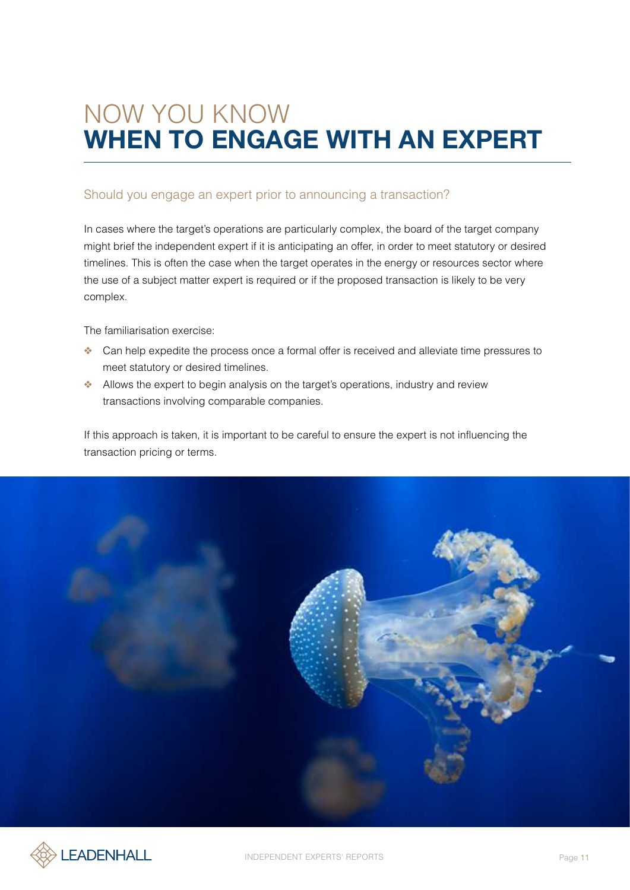# NOW YOU KNOW
# WHEN TO ENGAGE WITH AN EXPERT

## Should you engage an expert prior to announcing a transaction?

In cases where the target's operations are particularly complex, the board of the target company might brief the independent expert if it is anticipating an offer, in order to meet statutory or desired timelines. This is often the case when the target operates in the energy or resources sector where the use of a subject matter expert is required or if the proposed transaction is likely to be very complex.

The familiarisation exercise:

- Can help expedite the process once a formal offer is received and alleviate time pressures to meet statutory or desired timelines.
- Allows the expert to begin analysis on the target's operations, industry and review transactions involving comparable companies.

If this approach is taken, it is important to be careful to ensure the expert is not influencing the transaction pricing or terms.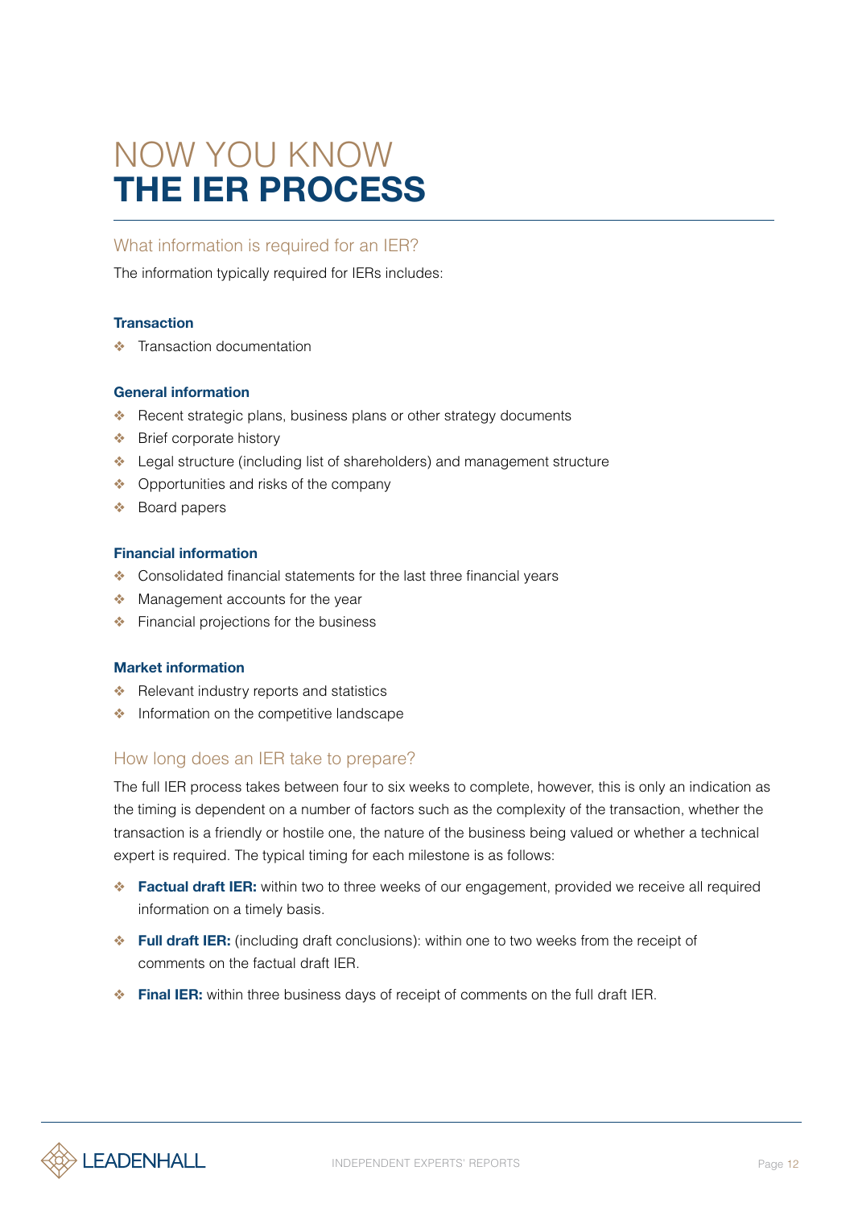# NOW YOU KNOW **THE IER PROCESS**

## What information is required for an IER?

The information typically required for IERs includes:

### Transaction

- Transaction documentation

### General information

- Recent strategic plans, business plans or other strategy documents
- Brief corporate history
- Legal structure (including list of shareholders) and management structure
- Opportunities and risks of the company
- Board papers

### Financial information

- Consolidated financial statements for the last three financial years
- Management accounts for the year
- Financial projections for the business

### Market information

- Relevant industry reports and statistics
- Information on the competitive landscape

## How long does an IER take to prepare?

The full IER process takes between four to six weeks to complete, however, this is only an indication as the timing is dependent on a number of factors such as the complexity of the transaction, whether the transaction is a friendly or hostile one, the nature of the business being valued or whether a technical expert is required. The typical timing for each milestone is as follows:

- **Factual draft IER:** within two to three weeks of our engagement, provided we receive all required information on a timely basis.
- **Full draft IER:** (including draft conclusions): within one to two weeks from the receipt of comments on the factual draft IER.
- **Final IER:** within three business days of receipt of comments on the full draft IER.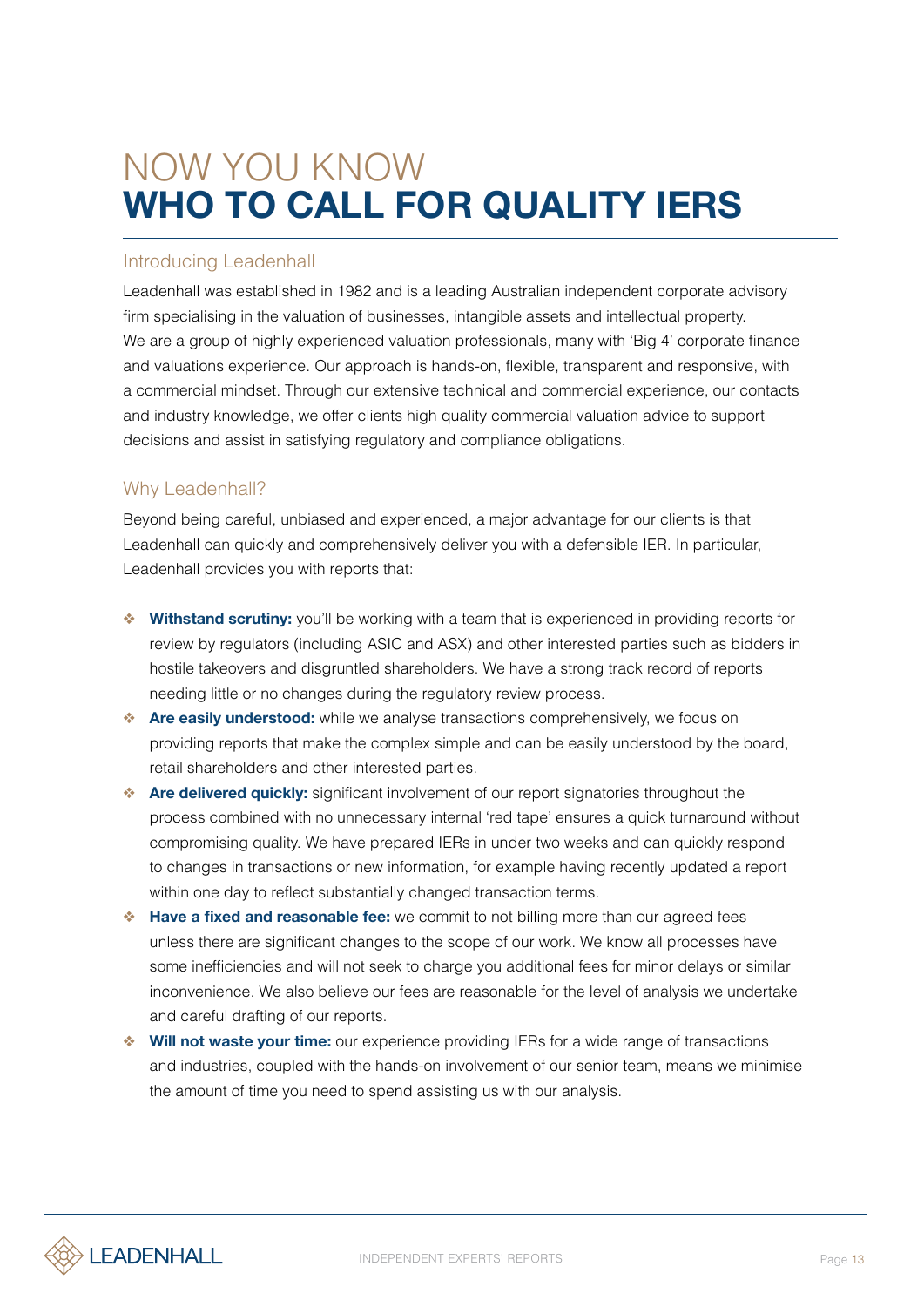# NOW YOU KNOW **WHO TO CALL FOR QUALITY IERS**

## Introducing Leadenhall

Leadenhall was established in 1982 and is a leading Australian independent corporate advisory firm specialising in the valuation of businesses, intangible assets and intellectual property. We are a group of highly experienced valuation professionals, many with 'Big 4' corporate finance and valuations experience. Our approach is hands-on, flexible, transparent and responsive, with a commercial mindset. Through our extensive technical and commercial experience, our contacts and industry knowledge, we offer clients high quality commercial valuation advice to support decisions and assist in satisfying regulatory and compliance obligations.

## Why Leadenhall?

Beyond being careful, unbiased and experienced, a major advantage for our clients is that Leadenhall can quickly and comprehensively deliver you with a defensible IER. In particular, Leadenhall provides you with reports that:

- **Withstand scrutiny:** you'll be working with a team that is experienced in providing reports for review by regulators (including ASIC and ASX) and other interested parties such as bidders in hostile takeovers and disgruntled shareholders. We have a strong track record of reports needing little or no changes during the regulatory review process.
- **Are easily understood:** while we analyse transactions comprehensively, we focus on providing reports that make the complex simple and can be easily understood by the board, retail shareholders and other interested parties.
- **Are delivered quickly:** significant involvement of our report signatories throughout the process combined with no unnecessary internal 'red tape' ensures a quick turnaround without compromising quality. We have prepared IERs in under two weeks and can quickly respond to changes in transactions or new information, for example having recently updated a report within one day to reflect substantially changed transaction terms.
- **Have a fixed and reasonable fee:** we commit to not billing more than our agreed fees unless there are significant changes to the scope of our work. We know all processes have some inefficiencies and will not seek to charge you additional fees for minor delays or similar inconvenience. We also believe our fees are reasonable for the level of analysis we undertake and careful drafting of our reports.
- **Will not waste your time:** our experience providing IERs for a wide range of transactions and industries, coupled with the hands-on involvement of our senior team, means we minimise the amount of time you need to spend assisting us with our analysis.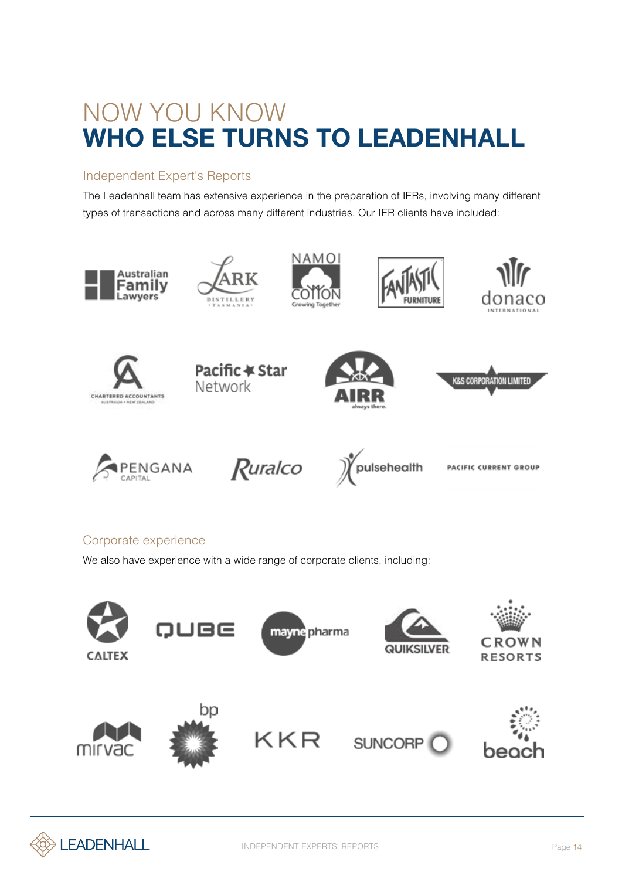# NOW YOU KNOW
# WHO ELSE TURNS TO LEADENHALL

## Independent Expert's Reports

The Leadenhall team has extensive experience in the preparation of IERs, involving many different types of transactions and across many different industries. Our IER clients have included:

## Corporate experience

We also have experience with a wide range of corporate clients, including: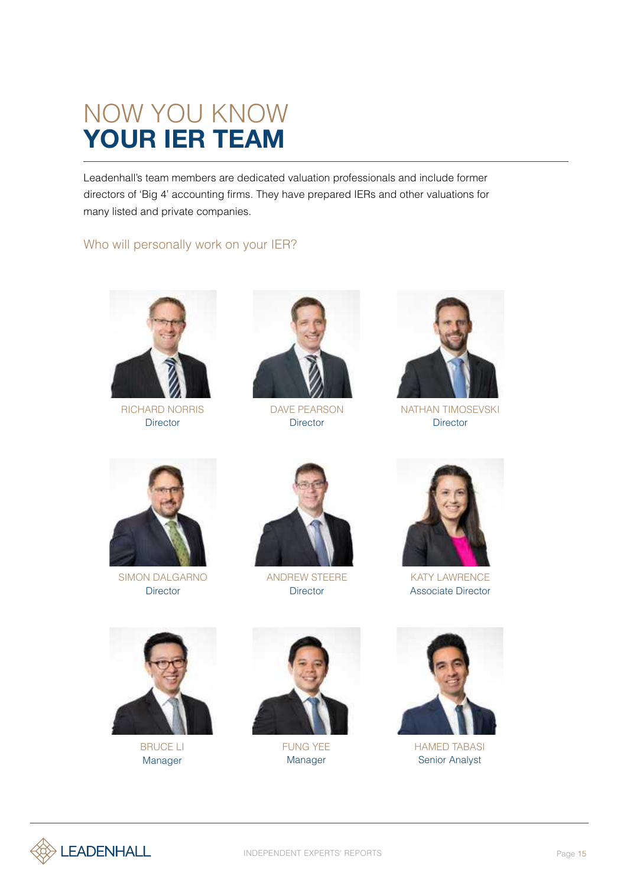# NOW YOU KNOW **YOUR IER TEAM**

Leadenhall's team members are dedicated valuation professionals and include former directors of 'Big 4' accounting firms. They have prepared IERs and other valuations for many listed and private companies.

## Who will personally work on your IER?

RICHARD NORRIS
Director

DAVE PEARSON
Director

NATHAN TIMOSEVSKI
Director

SIMON DALGARNO
Director

ANDREW STEERE
Director

KATY LAWRENCE
Associate Director

BRUCE LI
Manager

FUNG YEE
Manager

HAMED TABASI
Senior Analyst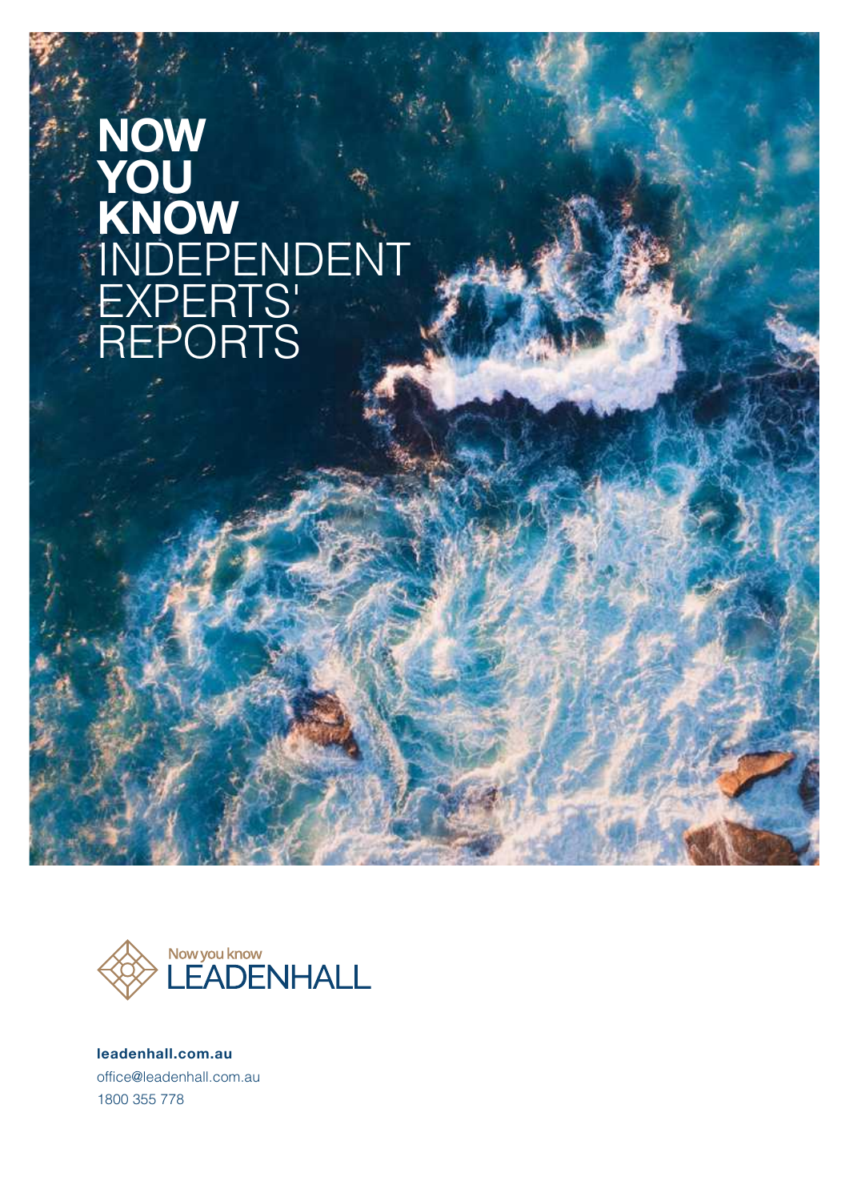# NOW YOU KNOW INDEPENDENT EXPERTS' REPORTS

Now you know
LEADENHALL

**leadenhall.com.au**
office@leadenhall.com.au
1800 355 778